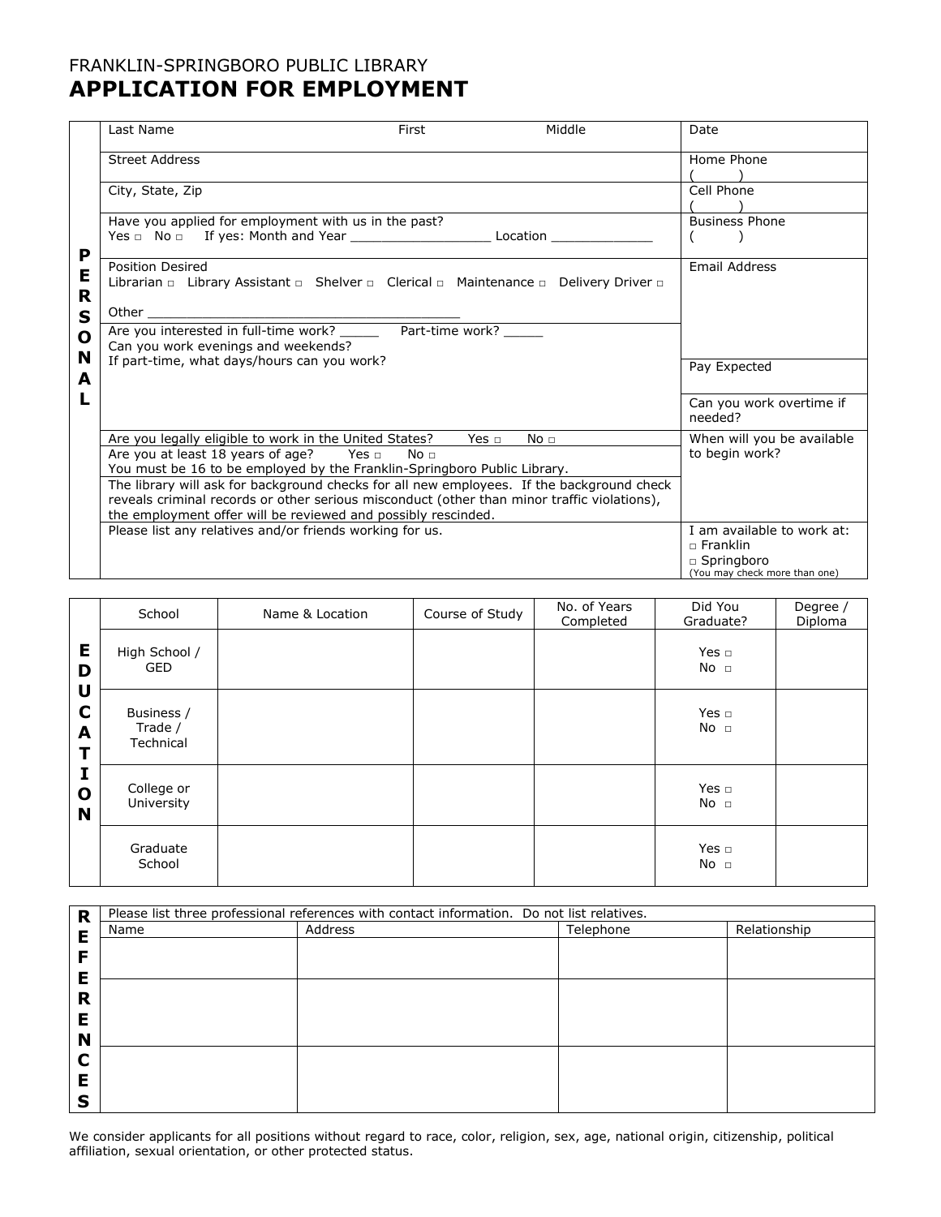FRANKLIN-SPRINGBORO PUBLIC LIBRARY

# APPLICATION FOR EMPLOYMENT

## PERSONAL

| | |
|---|---|
| Last Name &nbsp;&nbsp;&nbsp; First &nbsp;&nbsp;&nbsp; Middle | Date |
| Street Address | Home Phone ( ) |
| City, State, Zip | Cell Phone ( ) |
| Have you applied for employment with us in the past? Yes □ No □ If yes: Month and Year __________________ Location _____________ | Business Phone ( ) |
| Position Desired: Librarian □ Library Assistant □ Shelver □ Clerical □ Maintenance □ Delivery Driver □ Other _________________________________________ | Email Address |
| Are you interested in full-time work? _____ Part-time work? _____ Can you work evenings and weekends? If part-time, what days/hours can you work? | Pay Expected |
| | Can you work overtime if needed? |
| Are you legally eligible to work in the United States? Yes □ No □ | When will you be available to begin work? |
| Are you at least 18 years of age? Yes □ No □ You must be 16 to be employed by the Franklin-Springboro Public Library. | |
| The library will ask for background checks for all new employees. If the background check reveals criminal records or other serious misconduct (other than minor traffic violations), the employment offer will be reviewed and possibly rescinded. | |
| Please list any relatives and/or friends working for us. | I am available to work at: □ Franklin □ Springboro (You may check more than one) |

## EDUCATION

| School | Name & Location | Course of Study | No. of Years Completed | Did You Graduate? | Degree / Diploma |
|---|---|---|---|---|---|
| High School / GED | | | | Yes □ No □ | |
| Business / Trade / Technical | | | | Yes □ No □ | |
| College or University | | | | Yes □ No □ | |
| Graduate School | | | | Yes □ No □ | |

## REFERENCES

Please list three professional references with contact information. Do not list relatives.

| Name | Address | Telephone | Relationship |
|---|---|---|---|
| | | | |
| | | | |
| | | | |

We consider applicants for all positions without regard to race, color, religion, sex, age, national origin, citizenship, political affiliation, sexual orientation, or other protected status.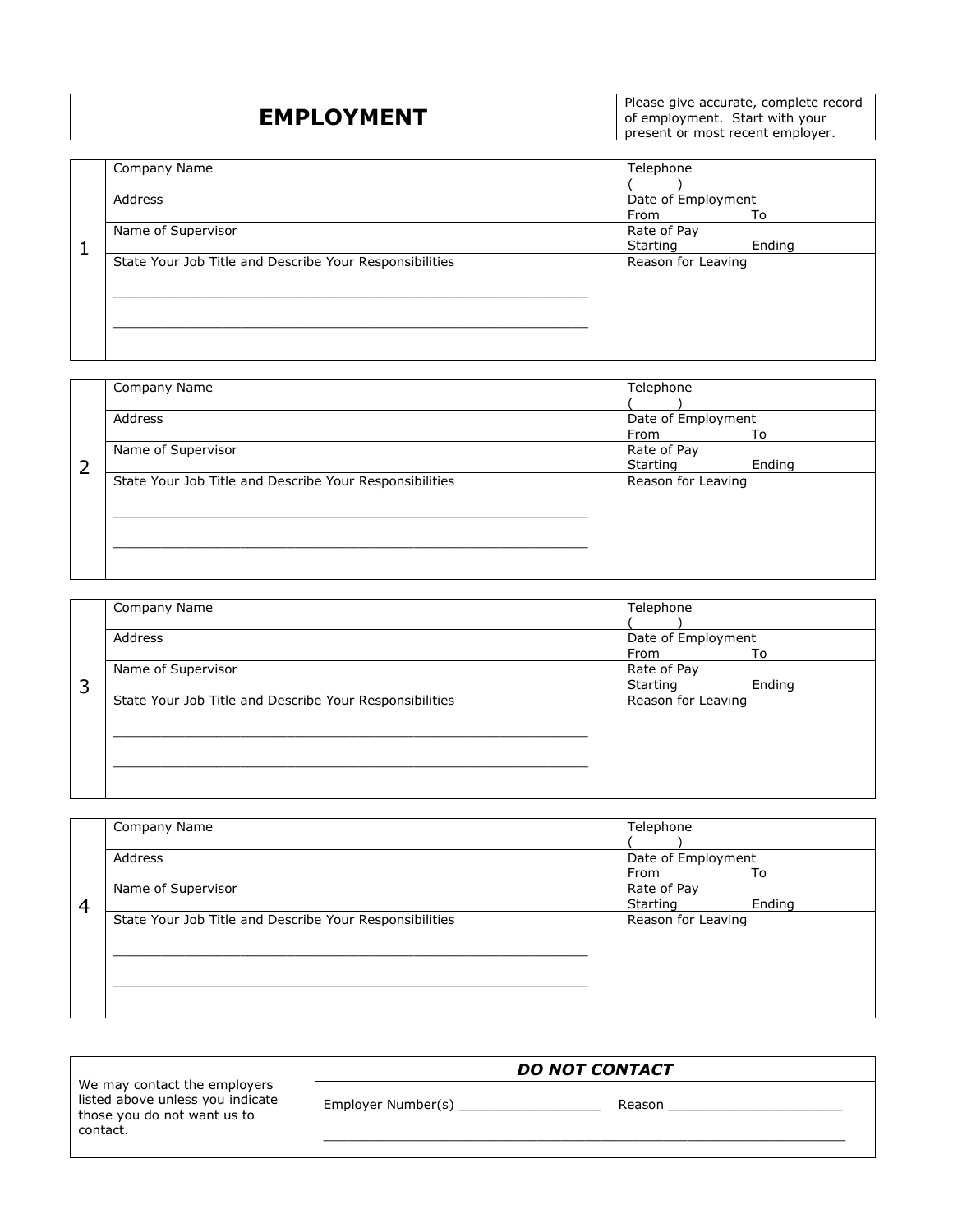| **EMPLOYMENT** | Please give accurate, complete record of employment. Start with your present or most recent employer. |
|---|---|

| | | |
|---|---|---|
| 1 | Company Name | Telephone<br>(       ) |
| | Address | Date of Employment<br>From          To |
| | Name of Supervisor | Rate of Pay<br>Starting          Ending |
| | State Your Job Title and Describe Your Responsibilities<br>____________________________________________<br>____________________________________________ | Reason for Leaving |

| | | |
|---|---|---|
| 2 | Company Name | Telephone<br>(       ) |
| | Address | Date of Employment<br>From          To |
| | Name of Supervisor | Rate of Pay<br>Starting          Ending |
| | State Your Job Title and Describe Your Responsibilities<br>____________________________________________<br>____________________________________________ | Reason for Leaving |

| | | |
|---|---|---|
| 3 | Company Name | Telephone<br>(       ) |
| | Address | Date of Employment<br>From          To |
| | Name of Supervisor | Rate of Pay<br>Starting          Ending |
| | State Your Job Title and Describe Your Responsibilities<br>____________________________________________<br>____________________________________________ | Reason for Leaving |

| | | |
|---|---|---|
| 4 | Company Name | Telephone<br>(       ) |
| | Address | Date of Employment<br>From          To |
| | Name of Supervisor | Rate of Pay<br>Starting          Ending |
| | State Your Job Title and Describe Your Responsibilities<br>____________________________________________<br>____________________________________________ | Reason for Leaving |

| We may contact the employers listed above unless you indicate those you do not want us to contact. | ***DO NOT CONTACT***<br>Employer Number(s) __________________ Reason ______________________<br>________________________________________________________________ |
|---|---|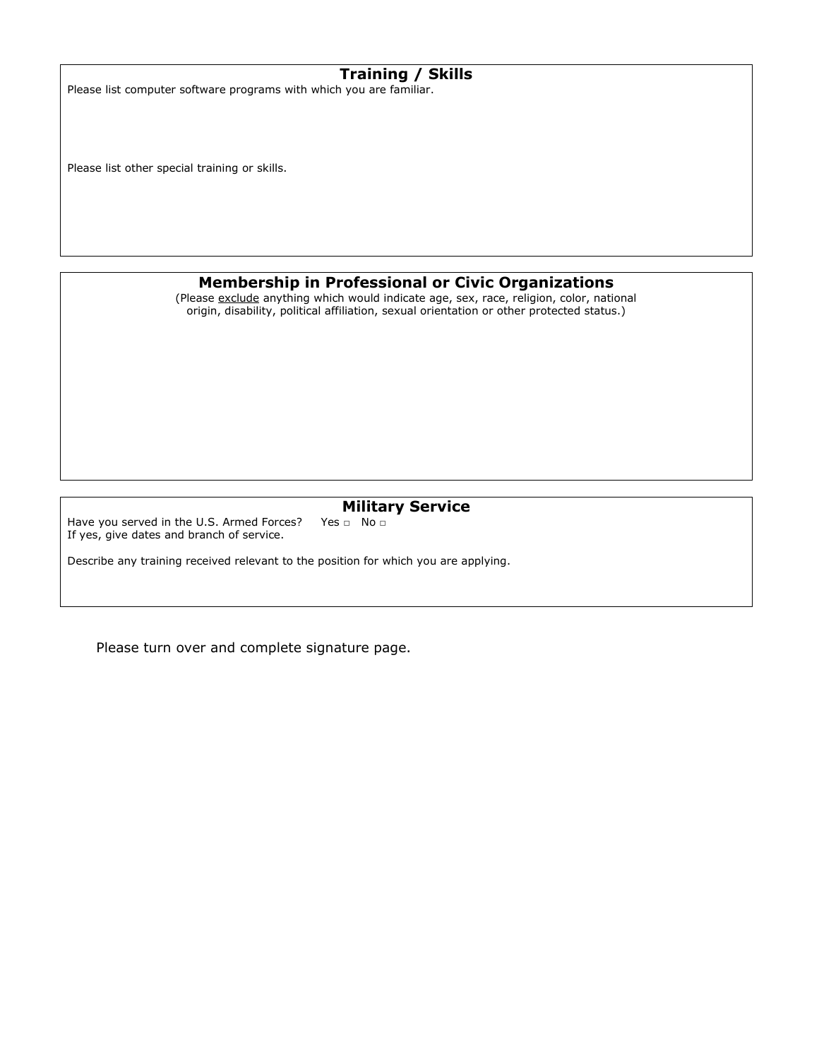## Training / Skills

Please list computer software programs with which you are familiar.

Please list other special training or skills.

## Membership in Professional or Civic Organizations

(Please exclude anything which would indicate age, sex, race, religion, color, national origin, disability, political affiliation, sexual orientation or other protected status.)

## Military Service

Have you served in the U.S. Armed Forces? Yes □ No □
If yes, give dates and branch of service.

Describe any training received relevant to the position for which you are applying.

Please turn over and complete signature page.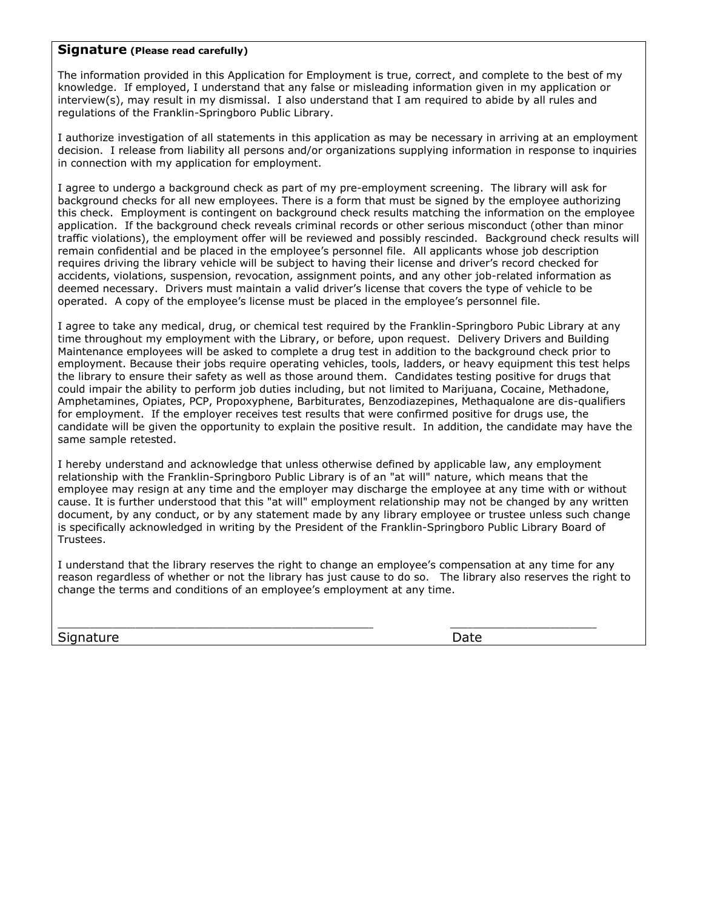## Signature **(Please read carefully)**

The information provided in this Application for Employment is true, correct, and complete to the best of my knowledge. If employed, I understand that any false or misleading information given in my application or interview(s), may result in my dismissal. I also understand that I am required to abide by all rules and regulations of the Franklin-Springboro Public Library.

I authorize investigation of all statements in this application as may be necessary in arriving at an employment decision. I release from liability all persons and/or organizations supplying information in response to inquiries in connection with my application for employment.

I agree to undergo a background check as part of my pre-employment screening. The library will ask for background checks for all new employees. There is a form that must be signed by the employee authorizing this check. Employment is contingent on background check results matching the information on the employee application. If the background check reveals criminal records or other serious misconduct (other than minor traffic violations), the employment offer will be reviewed and possibly rescinded. Background check results will remain confidential and be placed in the employee's personnel file. All applicants whose job description requires driving the library vehicle will be subject to having their license and driver's record checked for accidents, violations, suspension, revocation, assignment points, and any other job-related information as deemed necessary. Drivers must maintain a valid driver's license that covers the type of vehicle to be operated. A copy of the employee's license must be placed in the employee's personnel file.

I agree to take any medical, drug, or chemical test required by the Franklin-Springboro Pubic Library at any time throughout my employment with the Library, or before, upon request. Delivery Drivers and Building Maintenance employees will be asked to complete a drug test in addition to the background check prior to employment. Because their jobs require operating vehicles, tools, ladders, or heavy equipment this test helps the library to ensure their safety as well as those around them. Candidates testing positive for drugs that could impair the ability to perform job duties including, but not limited to Marijuana, Cocaine, Methadone, Amphetamines, Opiates, PCP, Propoxyphene, Barbiturates, Benzodiazepines, Methaqualone are dis-qualifiers for employment. If the employer receives test results that were confirmed positive for drugs use, the candidate will be given the opportunity to explain the positive result. In addition, the candidate may have the same sample retested.

I hereby understand and acknowledge that unless otherwise defined by applicable law, any employment relationship with the Franklin-Springboro Public Library is of an "at will" nature, which means that the employee may resign at any time and the employer may discharge the employee at any time with or without cause. It is further understood that this "at will" employment relationship may not be changed by any written document, by any conduct, or by any statement made by any library employee or trustee unless such change is specifically acknowledged in writing by the President of the Franklin-Springboro Public Library Board of Trustees.

I understand that the library reserves the right to change an employee's compensation at any time for any reason regardless of whether or not the library has just cause to do so. The library also reserves the right to change the terms and conditions of an employee's employment at any time.

_____________________________________________ ____________________

Signature Date